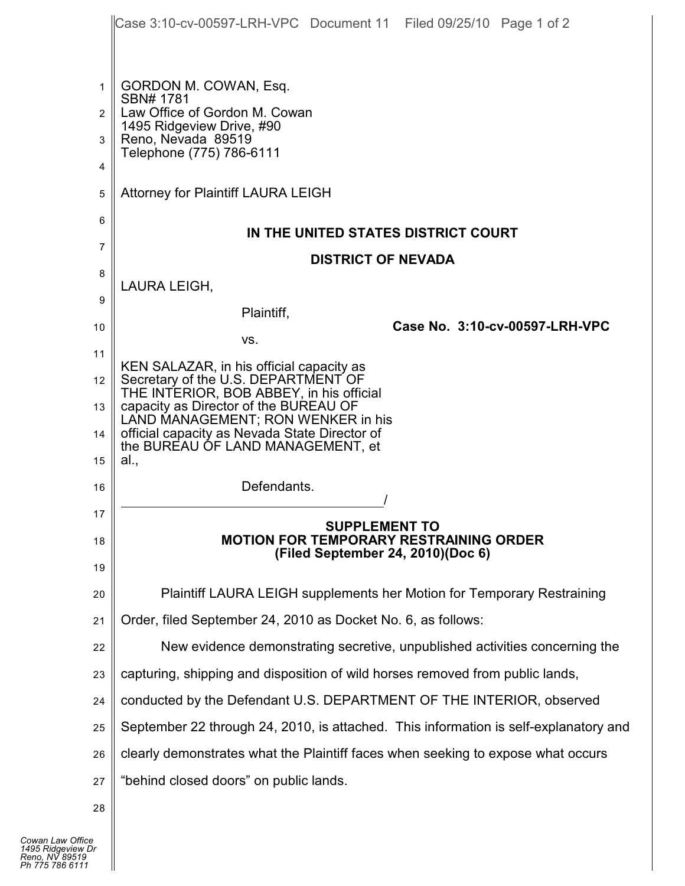GORDON M. COWAN, Esq.
SBN# 1781
Law Office of Gordon M. Cowan
1495 Ridgeview Drive, #90
Reno, Nevada 89519
Telephone (775) 786-6111

Attorney for Plaintiff LAURA LEIGH

**IN THE UNITED STATES DISTRICT COURT**

**DISTRICT OF NEVADA**

LAURA LEIGH,

Plaintiff,

vs.

KEN SALAZAR, in his official capacity as Secretary of the U.S. DEPARTMENT OF THE INTERIOR, BOB ABBEY, in his official capacity as Director of the BUREAU OF LAND MANAGEMENT; RON WENKER in his official capacity as Nevada State Director of the BUREAU OF LAND MANAGEMENT, et al.,

Defendants.
_______________________________________/

**Case No. 3:10-cv-00597-LRH-VPC**

**SUPPLEMENT TO MOTION FOR TEMPORARY RESTRAINING ORDER (Filed September 24, 2010)(Doc 6)**

Plaintiff LAURA LEIGH supplements her Motion for Temporary Restraining Order, filed September 24, 2010 as Docket No. 6, as follows:

New evidence demonstrating secretive, unpublished activities concerning the capturing, shipping and disposition of wild horses removed from public lands, conducted by the Defendant U.S. DEPARTMENT OF THE INTERIOR, observed September 22 through 24, 2010, is attached. This information is self-explanatory and clearly demonstrates what the Plaintiff faces when seeking to expose what occurs "behind closed doors" on public lands.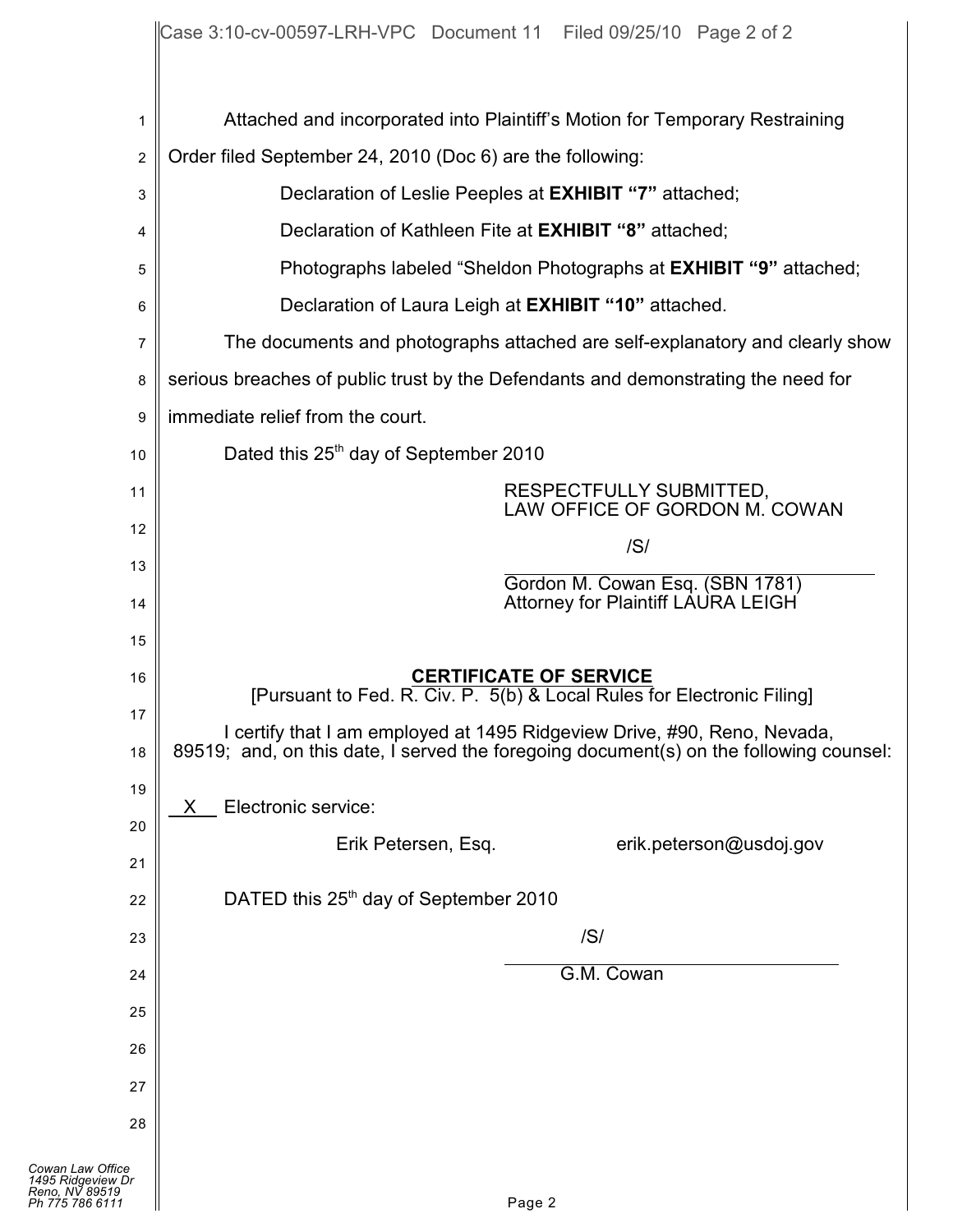Attached and incorporated into Plaintiff's Motion for Temporary Restraining Order filed September 24, 2010 (Doc 6) are the following:

Declaration of Leslie Peeples at **EXHIBIT "7"** attached;

Declaration of Kathleen Fite at **EXHIBIT "8"** attached;

Photographs labeled "Sheldon Photographs at **EXHIBIT "9"** attached;

Declaration of Laura Leigh at **EXHIBIT "10"** attached.

The documents and photographs attached are self-explanatory and clearly show serious breaches of public trust by the Defendants and demonstrating the need for immediate relief from the court.

Dated this 25th day of September 2010

RESPECTFULLY SUBMITTED,
LAW OFFICE OF GORDON M. COWAN

/S/

Gordon M. Cowan Esq. (SBN 1781)
Attorney for Plaintiff LAURA LEIGH

## CERTIFICATE OF SERVICE

[Pursuant to Fed. R. Civ. P. 5(b) & Local Rules for Electronic Filing]

I certify that I am employed at 1495 Ridgeview Drive, #90, Reno, Nevada, 89519; and, on this date, I served the foregoing document(s) on the following counsel:

X Electronic service:

Erik Petersen, Esq. erik.peterson@usdoj.gov

DATED this 25th day of September 2010

/S/

G.M. Cowan

*Cowan Law Office*
*1495 Ridgeview Dr*
*Reno, NV 89519*
*Ph 775 786 6111*